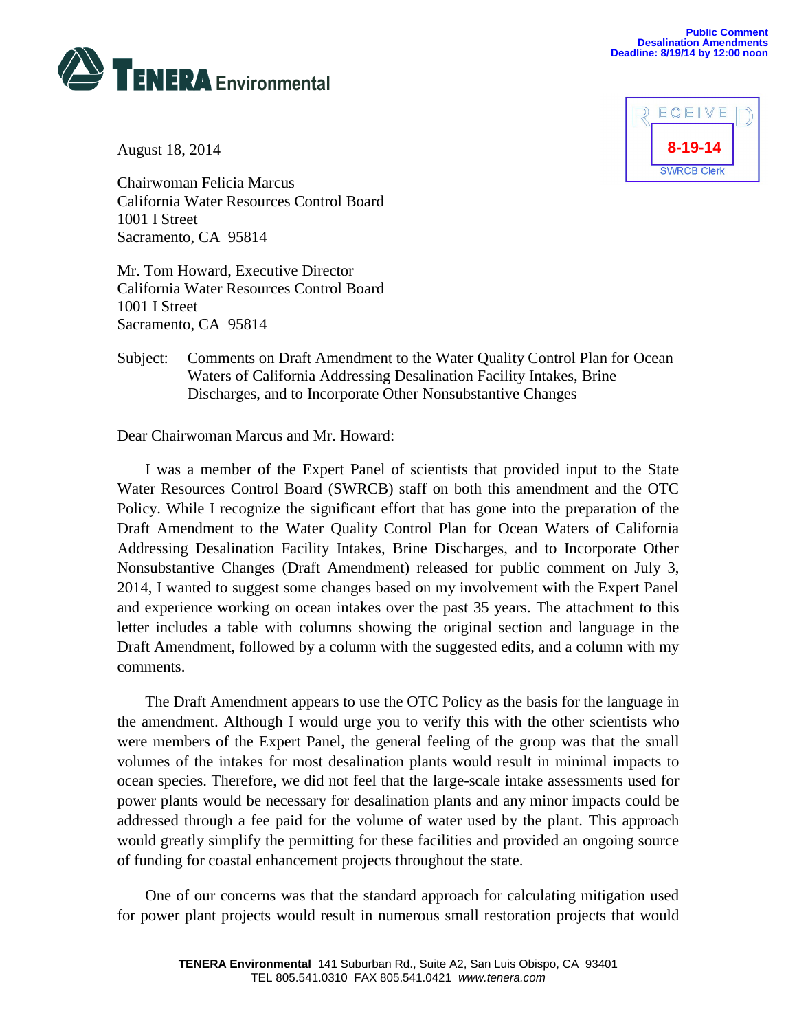**Public Comment**
**Desalination Amendments**
**Deadline: 8/19/14 by 12:00 noon**

**TENERA Environmental**

RECEIVED
8-19-14
SWRCB Clerk

August 18, 2014

Chairwoman Felicia Marcus
California Water Resources Control Board
1001 I Street
Sacramento, CA 95814

Mr. Tom Howard, Executive Director
California Water Resources Control Board
1001 I Street
Sacramento, CA 95814

Subject: Comments on Draft Amendment to the Water Quality Control Plan for Ocean Waters of California Addressing Desalination Facility Intakes, Brine Discharges, and to Incorporate Other Nonsubstantive Changes

Dear Chairwoman Marcus and Mr. Howard:

I was a member of the Expert Panel of scientists that provided input to the State Water Resources Control Board (SWRCB) staff on both this amendment and the OTC Policy. While I recognize the significant effort that has gone into the preparation of the Draft Amendment to the Water Quality Control Plan for Ocean Waters of California Addressing Desalination Facility Intakes, Brine Discharges, and to Incorporate Other Nonsubstantive Changes (Draft Amendment) released for public comment on July 3, 2014, I wanted to suggest some changes based on my involvement with the Expert Panel and experience working on ocean intakes over the past 35 years. The attachment to this letter includes a table with columns showing the original section and language in the Draft Amendment, followed by a column with the suggested edits, and a column with my comments.

The Draft Amendment appears to use the OTC Policy as the basis for the language in the amendment. Although I would urge you to verify this with the other scientists who were members of the Expert Panel, the general feeling of the group was that the small volumes of the intakes for most desalination plants would result in minimal impacts to ocean species. Therefore, we did not feel that the large-scale intake assessments used for power plants would be necessary for desalination plants and any minor impacts could be addressed through a fee paid for the volume of water used by the plant. This approach would greatly simplify the permitting for these facilities and provided an ongoing source of funding for coastal enhancement projects throughout the state.

One of our concerns was that the standard approach for calculating mitigation used for power plant projects would result in numerous small restoration projects that would

**TENERA Environmental** 141 Suburban Rd., Suite A2, San Luis Obispo, CA 93401
TEL 805.541.0310 FAX 805.541.0421 *www.tenera.com*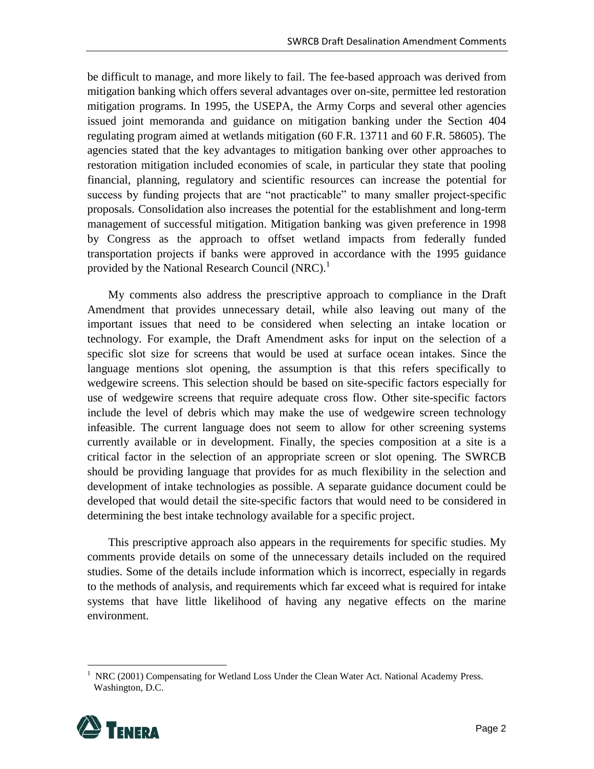be difficult to manage, and more likely to fail. The fee-based approach was derived from mitigation banking which offers several advantages over on-site, permittee led restoration mitigation programs. In 1995, the USEPA, the Army Corps and several other agencies issued joint memoranda and guidance on mitigation banking under the Section 404 regulating program aimed at wetlands mitigation (60 F.R. 13711 and 60 F.R. 58605). The agencies stated that the key advantages to mitigation banking over other approaches to restoration mitigation included economies of scale, in particular they state that pooling financial, planning, regulatory and scientific resources can increase the potential for success by funding projects that are "not practicable" to many smaller project-specific proposals. Consolidation also increases the potential for the establishment and long-term management of successful mitigation. Mitigation banking was given preference in 1998 by Congress as the approach to offset wetland impacts from federally funded transportation projects if banks were approved in accordance with the 1995 guidance provided by the National Research Council (NRC).[1]

My comments also address the prescriptive approach to compliance in the Draft Amendment that provides unnecessary detail, while also leaving out many of the important issues that need to be considered when selecting an intake location or technology. For example, the Draft Amendment asks for input on the selection of a specific slot size for screens that would be used at surface ocean intakes. Since the language mentions slot opening, the assumption is that this refers specifically to wedgewire screens. This selection should be based on site-specific factors especially for use of wedgewire screens that require adequate cross flow. Other site-specific factors include the level of debris which may make the use of wedgewire screen technology infeasible. The current language does not seem to allow for other screening systems currently available or in development. Finally, the species composition at a site is a critical factor in the selection of an appropriate screen or slot opening. The SWRCB should be providing language that provides for as much flexibility in the selection and development of intake technologies as possible. A separate guidance document could be developed that would detail the site-specific factors that would need to be considered in determining the best intake technology available for a specific project.

This prescriptive approach also appears in the requirements for specific studies. My comments provide details on some of the unnecessary details included on the required studies. Some of the details include information which is incorrect, especially in regards to the methods of analysis, and requirements which far exceed what is required for intake systems that have little likelihood of having any negative effects on the marine environment.

[1] NRC (2001) Compensating for Wetland Loss Under the Clean Water Act. National Academy Press. Washington, D.C.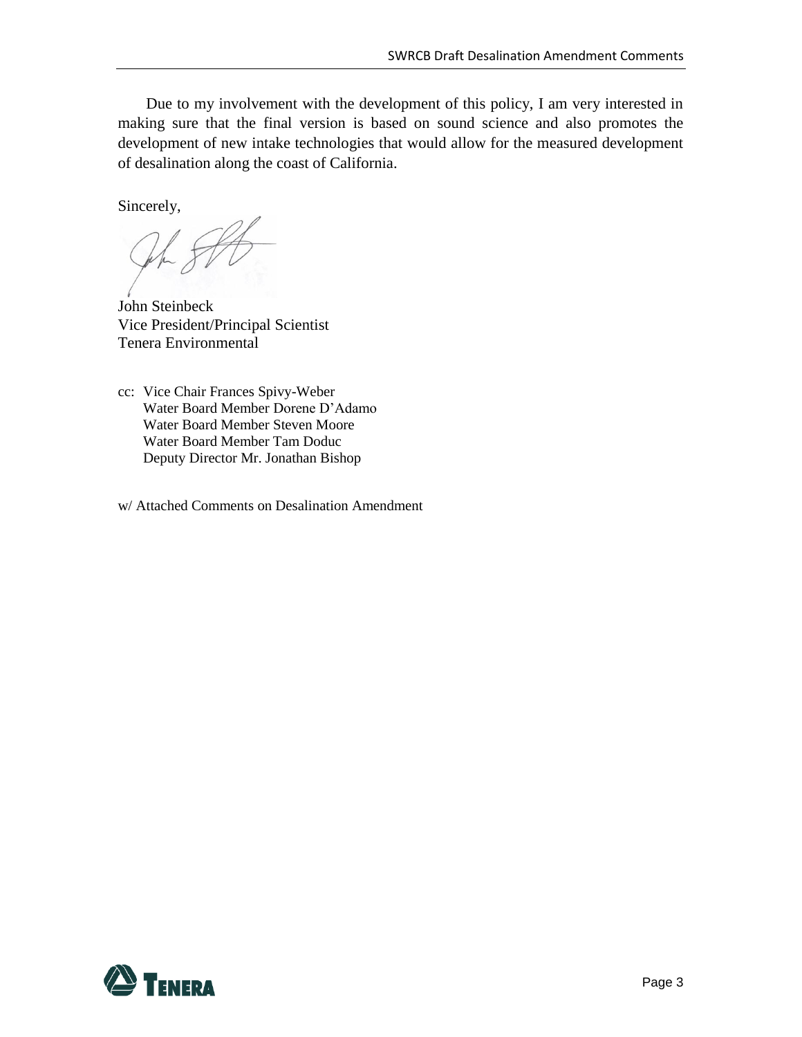Due to my involvement with the development of this policy, I am very interested in making sure that the final version is based on sound science and also promotes the development of new intake technologies that would allow for the measured development of desalination along the coast of California.

Sincerely,

John Steinbeck
Vice President/Principal Scientist
Tenera Environmental

cc: Vice Chair Frances Spivy-Weber
Water Board Member Dorene D'Adamo
Water Board Member Steven Moore
Water Board Member Tam Doduc
Deputy Director Mr. Jonathan Bishop

w/ Attached Comments on Desalination Amendment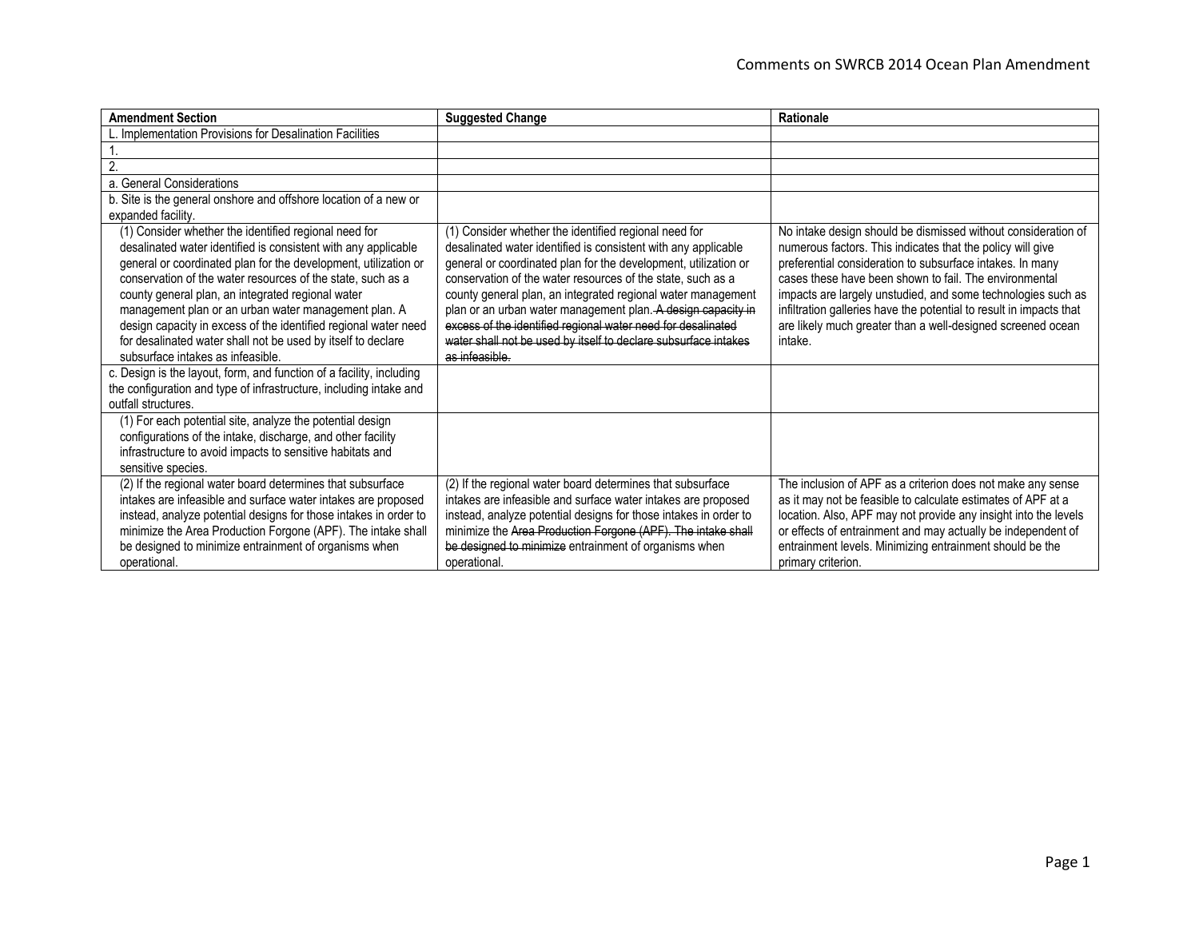| Amendment Section | Suggested Change | Rationale |
| --- | --- | --- |
| L. Implementation Provisions for Desalination Facilities | | |
| 1. | | |
| 2. | | |
| a. General Considerations | | |
| b. Site is the general onshore and offshore location of a new or expanded facility. | | |
| (1) Consider whether the identified regional need for desalinated water identified is consistent with any applicable general or coordinated plan for the development, utilization or conservation of the water resources of the state, such as a county general plan, an integrated regional water management plan or an urban water management plan. A design capacity in excess of the identified regional water need for desalinated water shall not be used by itself to declare subsurface intakes as infeasible. | (1) Consider whether the identified regional need for desalinated water identified is consistent with any applicable general or coordinated plan for the development, utilization or conservation of the water resources of the state, such as a county general plan, an integrated regional water management plan or an urban water management plan. ~~A design capacity in excess of the identified regional water need for desalinated water shall not be used by itself to declare subsurface intakes as infeasible.~~ | No intake design should be dismissed without consideration of numerous factors. This indicates that the policy will give preferential consideration to subsurface intakes. In many cases these have been shown to fail. The environmental impacts are largely unstudied, and some technologies such as infiltration galleries have the potential to result in impacts that are likely much greater than a well-designed screened ocean intake. |
| c. Design is the layout, form, and function of a facility, including the configuration and type of infrastructure, including intake and outfall structures. | | |
| (1) For each potential site, analyze the potential design configurations of the intake, discharge, and other facility infrastructure to avoid impacts to sensitive habitats and sensitive species. | | |
| (2) If the regional water board determines that subsurface intakes are infeasible and surface water intakes are proposed instead, analyze potential designs for those intakes in order to minimize the Area Production Forgone (APF). The intake shall be designed to minimize entrainment of organisms when operational. | (2) If the regional water board determines that subsurface intakes are infeasible and surface water intakes are proposed instead, analyze potential designs for those intakes in order to minimize the ~~Area Production Forgone (APF). The intake shall be designed to minimize~~ entrainment of organisms when operational. | The inclusion of APF as a criterion does not make any sense as it may not be feasible to calculate estimates of APF at a location. Also, APF may not provide any insight into the levels or effects of entrainment and may actually be independent of entrainment levels. Minimizing entrainment should be the primary criterion. |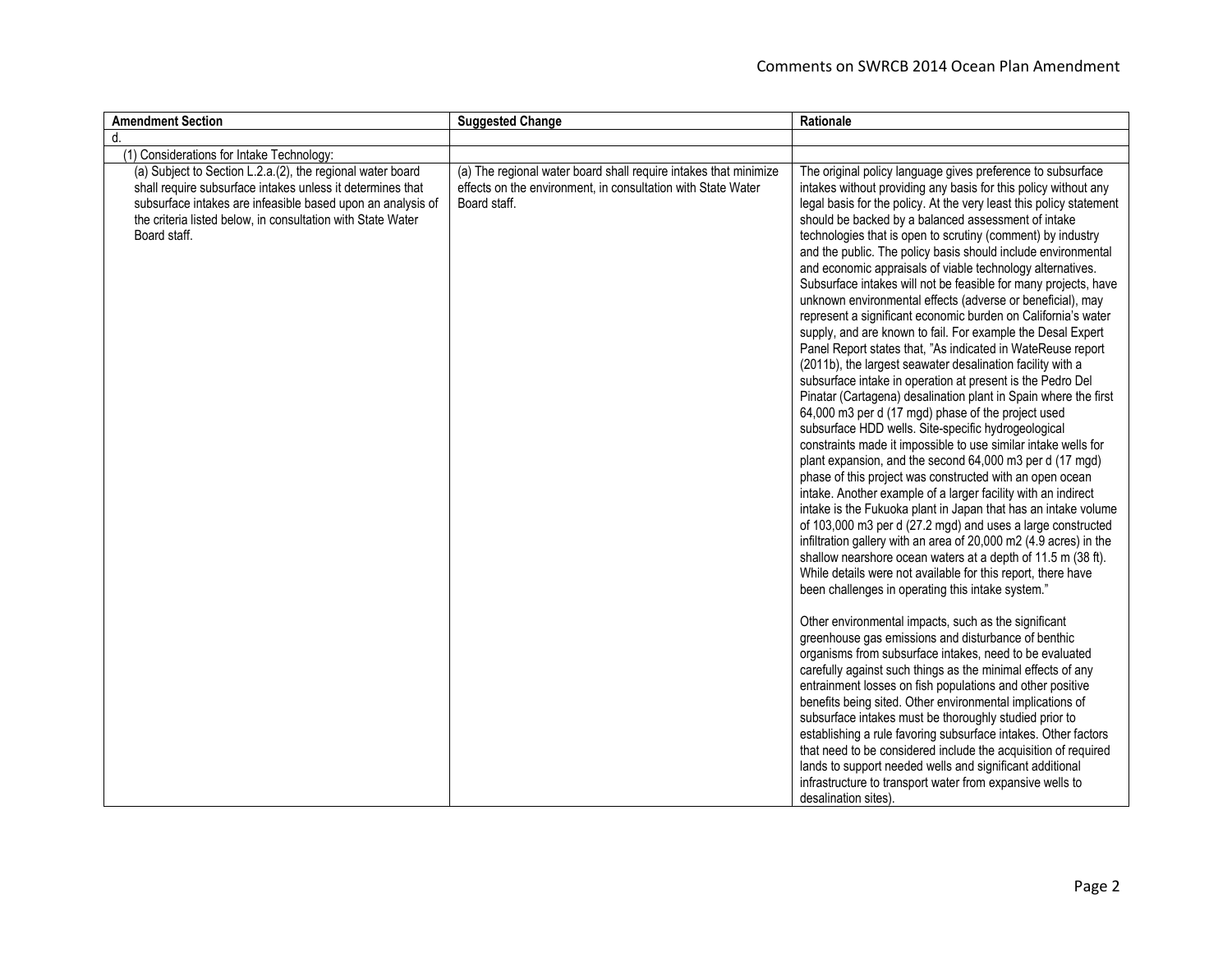| Amendment Section | Suggested Change | Rationale |
| --- | --- | --- |
| d. | | |
| (1) Considerations for Intake Technology: | | |
| (a) Subject to Section L.2.a.(2), the regional water board shall require subsurface intakes unless it determines that subsurface intakes are infeasible based upon an analysis of the criteria listed below, in consultation with State Water Board staff. | (a) The regional water board shall require intakes that minimize effects on the environment, in consultation with State Water Board staff. | The original policy language gives preference to subsurface intakes without providing any basis for the policy without any legal basis for the policy. At the very least this policy statement should be backed by a balanced assessment of intake technologies that is open to scrutiny (comment) by industry and the public. The policy basis should include environmental and economic appraisals of viable technology alternatives. Subsurface intakes will not be feasible for many projects, have unknown environmental effects (adverse or beneficial), may represent a significant economic burden on California's water supply, and are known to fail. For example the Desal Expert Panel Report states that, "As indicated in WateReuse report (2011b), the largest seawater desalination facility with a subsurface intake in operation at present is the Pedro Del Pinatar (Cartagena) desalination plant in Spain where the first 64,000 m3 per d (17 mgd) phase of the project used subsurface HDD wells. Site-specific hydrogeological constraints made it impossible to use similar intake wells for plant expansion, and the second 64,000 m3 per d (17 mgd) phase of this project was constructed with an open ocean intake. Another example of a larger facility with an indirect intake is the Fukuoka plant in Japan that has an intake volume of 103,000 m3 per d (27.2 mgd) and uses a large constructed infiltration gallery with an area of 20,000 m2 (4.9 acres) in the shallow nearshore ocean waters at a depth of 11.5 m (38 ft). While details were not available for this report, there have been challenges in operating this intake system."<br><br>Other environmental impacts, such as the significant greenhouse gas emissions and disturbance of benthic organisms from subsurface intakes, need to be evaluated carefully against such things as the minimal effects of any entrainment losses on fish populations and other positive benefits being sited. Other environmental implications of subsurface intakes must be thoroughly studied prior to establishing a rule favoring subsurface intakes. Other factors that need to be considered include the acquisition of required lands to support needed wells and significant additional infrastructure to transport water from expansive wells to desalination sites). |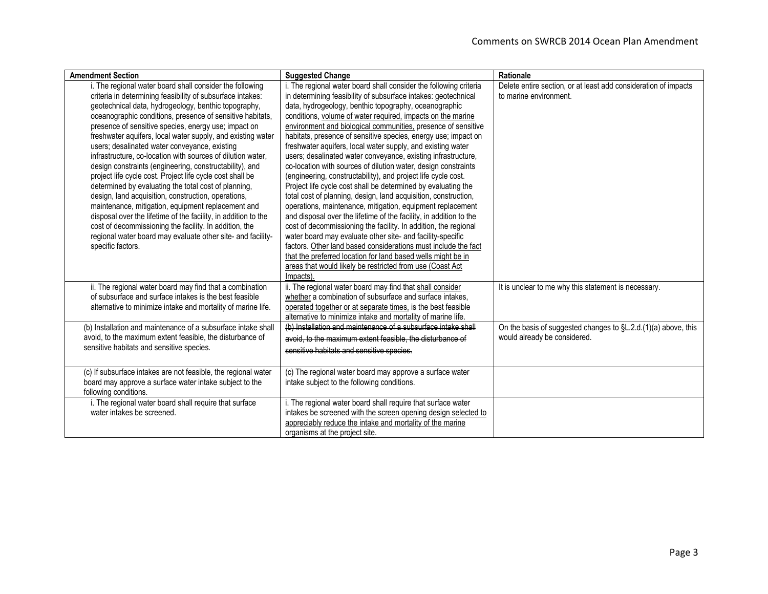| Amendment Section | Suggested Change | Rationale |
| --- | --- | --- |
| i. The regional water board shall consider the following criteria in determining feasibility of subsurface intakes: geotechnical data, hydrogeology, benthic topography, oceanographic conditions, presence of sensitive habitats, presence of sensitive species, energy use; impact on freshwater aquifers, local water supply, and existing water users; desalinated water conveyance, existing infrastructure, co-location with sources of dilution water, design constraints (engineering, constructability), and project life cycle cost. Project life cycle cost shall be determined by evaluating the total cost of planning, design, land acquisition, construction, operations, maintenance, mitigation, equipment replacement and disposal over the lifetime of the facility, in addition to the cost of decommissioning the facility. In addition, the regional water board may evaluate other site- and facility-specific factors. | i. The regional water board shall consider the following criteria in determining feasibility of subsurface intakes: geotechnical data, hydrogeology, benthic topography, oceanographic conditions, <u>volume of water required,</u> <u>impacts on the marine environment and biological communities,</u> presence of sensitive habitats, presence of sensitive species, energy use; impact on freshwater aquifers, local water supply, and existing water users; desalinated water conveyance, existing infrastructure, co-location with sources of dilution water, design constraints (engineering, constructability), and project life cycle cost. Project life cycle cost shall be determined by evaluating the total cost of planning, design, land acquisition, construction, operations, maintenance, mitigation, equipment replacement and disposal over the lifetime of the facility, in addition to the cost of decommissioning the facility. In addition, the regional water board may evaluate other site- and facility-specific factors. <u>Other land based considerations must include the fact that the preferred location for land based wells might be in areas that would likely be restricted from use (Coast Act Impacts).</u> | Delete entire section, or at least add consideration of impacts to marine environment. |
| ii. The regional water board may find that a combination of subsurface and surface intakes is the best feasible alternative to minimize intake and mortality of marine life. | ii. The regional water board ~~may find that~~ <u>shall consider whether</u> a combination of subsurface and surface intakes, <u>operated together or at separate times,</u> is the best feasible alternative to minimize intake and mortality of marine life. | It is unclear to me why this statement is necessary. |
| (b) Installation and maintenance of a subsurface intake shall avoid, to the maximum extent feasible, the disturbance of sensitive habitats and sensitive species. | ~~(b) Installation and maintenance of a subsurface intake shall avoid, to the maximum extent feasible, the disturbance of sensitive habitats and sensitive species.~~ | On the basis of suggested changes to §L.2.d.(1)(a) above, this would already be considered. |
| (c) If subsurface intakes are not feasible, the regional water board may approve a surface water intake subject to the following conditions. | (c) The regional water board may approve a surface water intake subject to the following conditions. | |
| i. The regional water board shall require that surface water intakes be screened. | i. The regional water board shall require that surface water intakes be screened <u>with the screen opening design selected to appreciably reduce the intake and mortality of the marine organisms at the project site</u>. | |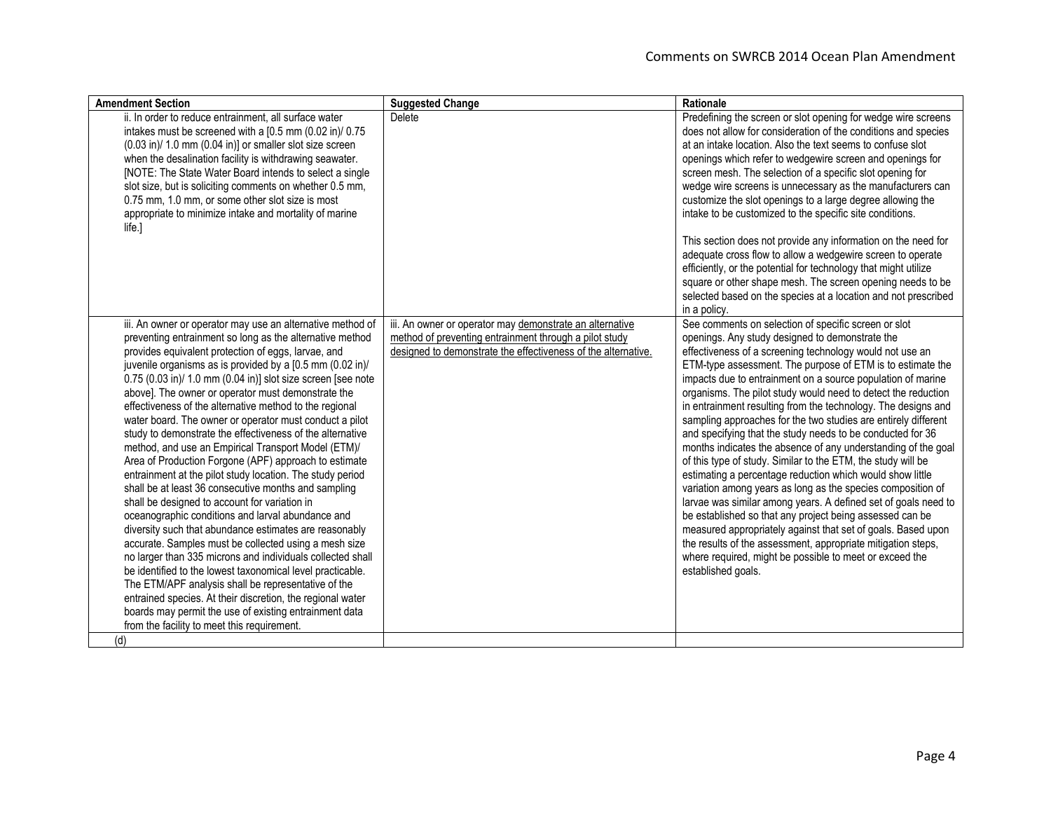| Amendment Section | Suggested Change | Rationale |
|---|---|---|
| ii. In order to reduce entrainment, all surface water intakes must be screened with a [0.5 mm (0.02 in)/ 0.75 (0.03 in)/ 1.0 mm (0.04 in)] or smaller slot size screen when the desalination facility is withdrawing seawater. [NOTE: The State Water Board intends to select a single slot size, but is soliciting comments on whether 0.5 mm, 0.75 mm, 1.0 mm, or some other slot size is most appropriate to minimize intake and mortality of marine life.] | Delete | Predefining the screen or slot opening for wedge wire screens does not allow for consideration of the conditions and species at an intake location. Also the text seems to confuse slot openings which refer to wedgewire screen and openings for screen mesh. The selection of a specific slot opening for wedge wire screens is unnecessary as the manufacturers can customize the slot openings to a large degree allowing the intake to be customized to the specific site conditions.<br><br>This section does not provide any information on the need for adequate cross flow to allow a wedgewire screen to operate efficiently, or the potential for technology that might utilize square or other shape mesh. The screen opening needs to be selected based on the species at a location and not prescribed in a policy. |
| iii. An owner or operator may use an alternative method of preventing entrainment so long as the alternative method provides equivalent protection of eggs, larvae, and juvenile organisms as is provided by a [0.5 mm (0.02 in)/ 0.75 (0.03 in)/ 1.0 mm (0.04 in)] slot size screen [see note above]. The owner or operator must demonstrate the effectiveness of the alternative method to the regional water board. The owner or operator must conduct a pilot study to demonstrate the effectiveness of the alternative method, and use an Empirical Transport Model (ETM)/ Area of Production Forgone (APF) approach to estimate entrainment at the pilot study location. The study period shall be at least 36 consecutive months and sampling shall be designed to account for variation in oceanographic conditions and larval abundance and diversity such that abundance estimates are reasonably accurate. Samples must be collected using a mesh size no larger than 335 microns and individuals collected shall be identified to the lowest taxonomical level practicable. The ETM/APF analysis shall be representative of the entrained species. At their discretion, the regional water boards may permit the use of existing entrainment data from the facility to meet this requirement. | iii. An owner or operator may demonstrate an alternative method of preventing entrainment through a pilot study designed to demonstrate the effectiveness of the alternative. | See comments on selection of specific screen or slot openings. Any study designed to demonstrate the effectiveness of a screening technology would not use an ETM-type assessment. The purpose of ETM is to estimate the impacts due to entrainment on a source population of marine organisms. The pilot study would need to detect the reduction in entrainment resulting from the technology. The designs and sampling approaches for the two studies are entirely different and specifying that the study needs to be conducted for 36 months indicates the absence of any understanding of the goal of this type of study. Similar to the ETM, the study will be estimating a percentage reduction which would show little variation among years as long as the species composition of larvae was similar among years. A defined set of goals need to be established so that any project being assessed can be measured appropriately against that set of goals. Based upon the results of the assessment, appropriate mitigation steps, where required, might be possible to meet or exceed the established goals. |
| (d) | | |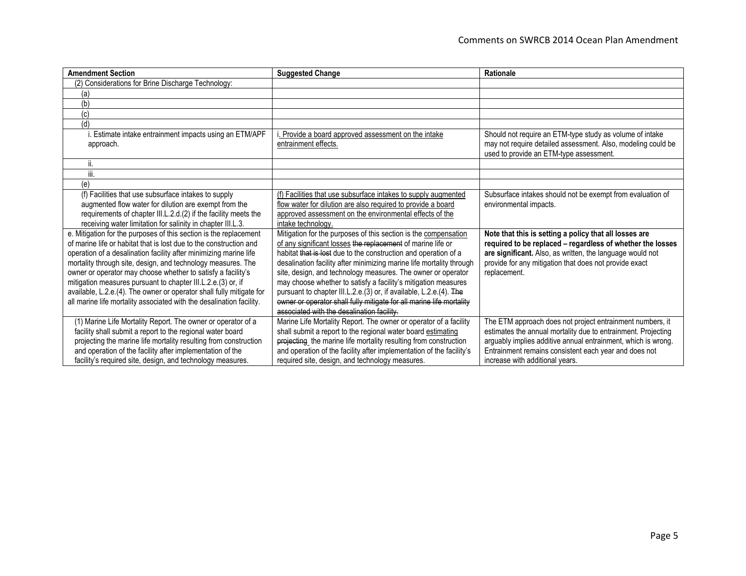| Amendment Section | Suggested Change | Rationale |
| --- | --- | --- |
| (2) Considerations for Brine Discharge Technology: | | |
| (a) | | |
| (b) | | |
| (c) | | |
| (d) | | |
| i. Estimate intake entrainment impacts using an ETM/APF approach. | <u>i. Provide a board approved assessment on the intake entrainment effects.</u> | Should not require an ETM-type study as volume of intake may not require detailed assessment. Also, modeling could be used to provide an ETM-type assessment. |
| ii. | | |
| iii. | | |
| (e) | | |
| (f) Facilities that use subsurface intakes to supply augmented flow water for dilution are exempt from the requirements of chapter III.L.2.d.(2) if the facility meets the receiving water limitation for salinity in chapter III.L.3. | <u>(f) Facilities that use subsurface intakes to supply augmented flow water for dilution are also required to provide a board approved assessment on the environmental effects of the intake technology.</u> | Subsurface intakes should not be exempt from evaluation of environmental impacts. |
| e. Mitigation for the purposes of this section is the replacement of marine life or habitat that is lost due to the construction and operation of a desalination facility after minimizing marine life mortality through site, design, and technology measures. The owner or operator may choose whether to satisfy a facility's mitigation measures pursuant to chapter III.L.2.e.(3) or, if available, L.2.e.(4). The owner or operator shall fully mitigate for all marine life mortality associated with the desalination facility. | Mitigation for the purposes of this section is the <u>compensation of any significant losses</u> ~~the replacement~~ of marine life or habitat ~~that is lost~~ due to the construction and operation of a desalination facility after minimizing marine life mortality through site, design, and technology measures. The owner or operator may choose whether to satisfy a facility's mitigation measures pursuant to chapter III.L.2.e.(3) or, if available, L.2.e.(4). ~~The owner or operator shall fully mitigate for all marine life mortality associated with the desalination facility.~~ | **Note that this is setting a policy that all losses are required to be replaced – regardless of whether the losses are significant.** Also, as written, the language would not provide for any mitigation that does not provide exact replacement. |
| (1) Marine Life Mortality Report. The owner or operator of a facility shall submit a report to the regional water board projecting the marine life mortality resulting from construction and operation of the facility after implementation of the facility's required site, design, and technology measures. | Marine Life Mortality Report. The owner or operator of a facility shall submit a report to the regional water board <u>estimating</u> ~~projecting~~ the marine life mortality resulting from construction and operation of the facility after implementation of the facility's required site, design, and technology measures. | The ETM approach does not project entrainment numbers, it estimates the annual mortality due to entrainment. Projecting arguably implies additive annual entrainment, which is wrong. Entrainment remains consistent each year and does not increase with additional years. |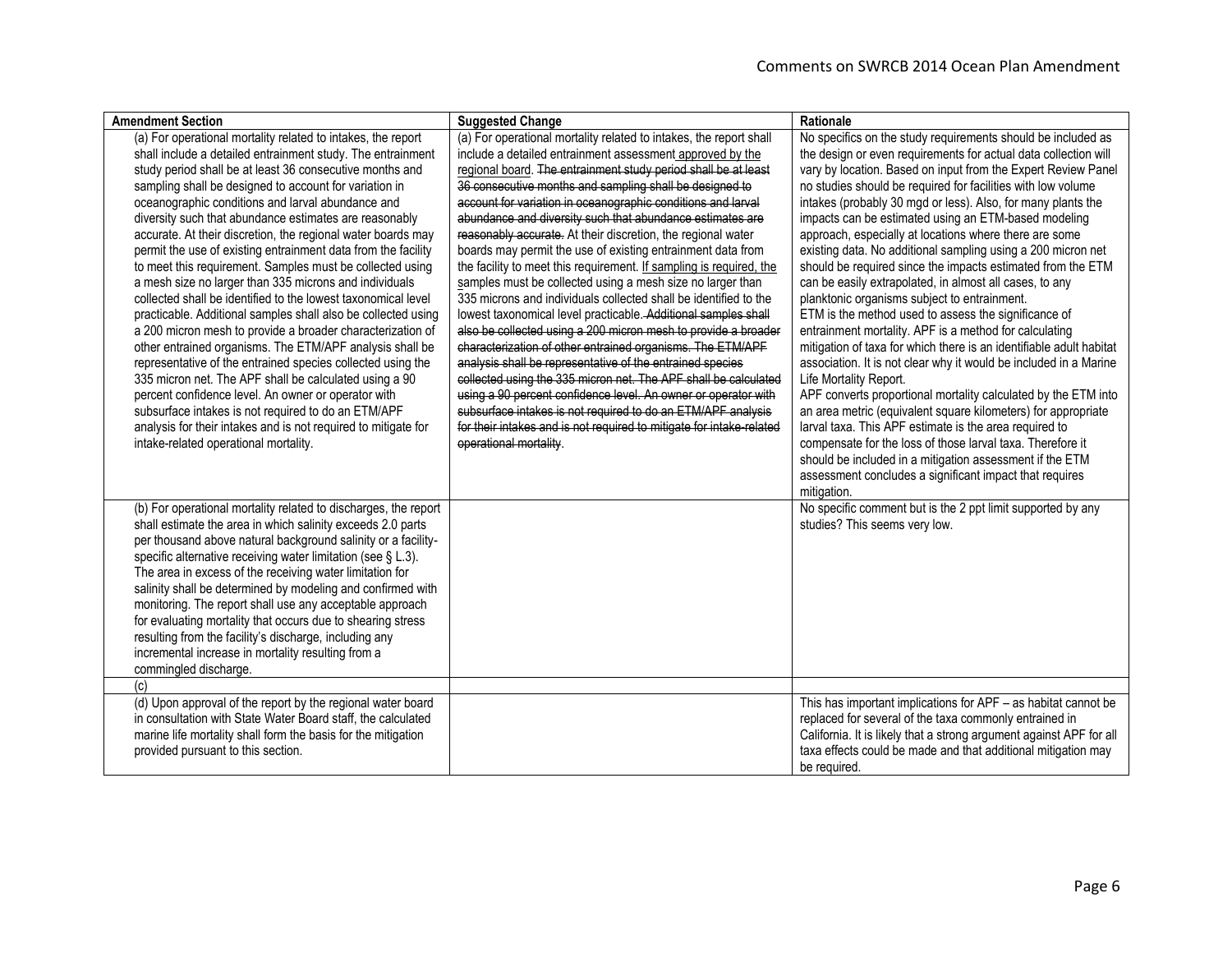| Amendment Section | Suggested Change | Rationale |
|---|---|---|
| (a) For operational mortality related to intakes, the report shall include a detailed entrainment study. The entrainment study period shall be at least 36 consecutive months and sampling shall be designed to account for variation in oceanographic conditions and larval abundance and diversity such that abundance estimates are reasonably accurate. At their discretion, the regional water boards may permit the use of existing entrainment data from the facility to meet this requirement. Samples must be collected using a mesh size no larger than 335 microns and individuals collected shall be identified to the lowest taxonomical level practicable. Additional samples shall also be collected using a 200 micron mesh to provide a broader characterization of other entrained organisms. The ETM/APF analysis shall be representative of the entrained species collected using the 335 micron net. The APF shall be calculated using a 90 percent confidence level. An owner or operator with subsurface intakes is not required to do an ETM/APF analysis for their intakes and is not required to mitigate for intake-related operational mortality. | (a) For operational mortality related to intakes, the report shall include a detailed entrainment assessment <u>approved by the regional board</u>. ~~The entrainment study period shall be at least 36 consecutive months and sampling shall be designed to account for variation in oceanographic conditions and larval abundance and diversity such that abundance estimates are reasonably accurate.~~ At their discretion, the regional water boards may permit the use of existing entrainment data from the facility to meet this requirement. <u>If sampling is required, the s</u>amples must be collected using a mesh size no larger than 335 microns and individuals collected shall be identified to the lowest taxonomical level practicable. ~~Additional samples shall also be collected using a 200 micron mesh to provide a broader characterization of other entrained organisms. The ETM/APF analysis shall be representative of the entrained species collected using the 335 micron net. The APF shall be calculated using a 90 percent confidence level. An owner or operator with subsurface intakes is not required to do an ETM/APF analysis for their intakes and is not required to mitigate for intake-related operational mortality~~. | No specifics on the study requirements should be included as the design or even requirements for actual data collection will vary by location. Based on input from the Expert Review Panel no studies should be required for facilities with low volume intakes (probably 30 mgd or less). Also, for many plants the impacts can be estimated using an ETM-based modeling approach, especially at locations where there are some existing data. No additional sampling using a 200 micron net should be required since the impacts estimated from the ETM can be easily extrapolated, in almost all cases, to any planktonic organisms subject to entrainment.<br>ETM is the method used to assess the significance of entrainment mortality. APF is a method for calculating mitigation of taxa for which there is an identifiable adult habitat association. It is not clear why it would be included in a Marine Life Mortality Report.<br>APF converts proportional mortality calculated by the ETM into an area metric (equivalent square kilometers) for appropriate larval taxa. This APF estimate is the area required to compensate for the loss of those larval taxa. Therefore it should be included in a mitigation assessment if the ETM assessment concludes a significant impact that requires mitigation. |
| (b) For operational mortality related to discharges, the report shall estimate the area in which salinity exceeds 2.0 parts per thousand above natural background salinity or a facility-specific alternative receiving water limitation (see § L.3). The area in excess of the receiving water limitation for salinity shall be determined by modeling and confirmed with monitoring. The report shall use any acceptable approach for evaluating mortality that occurs due to shearing stress resulting from the facility's discharge, including any incremental increase in mortality resulting from a commingled discharge. | | No specific comment but is the 2 ppt limit supported by any studies? This seems very low. |
| (c) | | |
| (d) Upon approval of the report by the regional water board in consultation with State Water Board staff, the calculated marine life mortality shall form the basis for the mitigation provided pursuant to this section. | | This has important implications for APF – as habitat cannot be replaced for several of the taxa commonly entrained in California. It is likely that a strong argument against APF for all taxa effects could be made and that additional mitigation may be required. |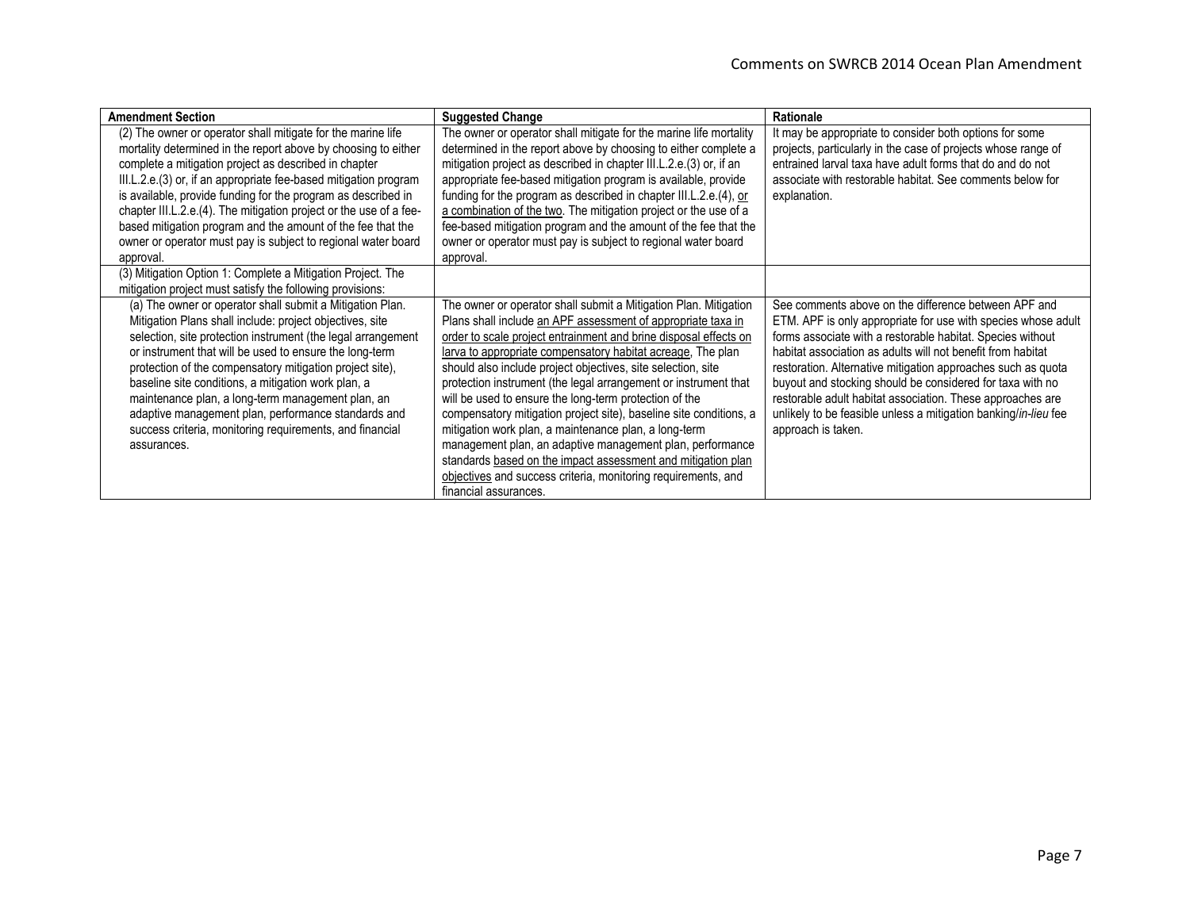| Amendment Section | Suggested Change | Rationale |
| --- | --- | --- |
| (2) The owner or operator shall mitigate for the marine life mortality determined in the report above by choosing to either complete a mitigation project as described in chapter III.L.2.e.(3) or, if an appropriate fee-based mitigation program is available, provide funding for the program as described in chapter III.L.2.e.(4). The mitigation project or the use of a fee-based mitigation program and the amount of the fee that the owner or operator must pay is subject to regional water board approval. | The owner or operator shall mitigate for the marine life mortality determined in the report above by choosing to either complete a mitigation project as described in chapter III.L.2.e.(3) or, if an appropriate fee-based mitigation program is available, provide funding for the program as described in chapter III.L.2.e.(4), <u>or a combination of the two</u>. The mitigation project or the use of a fee-based mitigation program and the amount of the fee that the owner or operator must pay is subject to regional water board approval. | It may be appropriate to consider both options for some projects, particularly in the case of projects whose range of entrained larval taxa have adult forms that do and do not associate with restorable habitat. See comments below for explanation. |
| (3) Mitigation Option 1: Complete a Mitigation Project. The mitigation project must satisfy the following provisions: | | |
| (a) The owner or operator shall submit a Mitigation Plan. Mitigation Plans shall include: project objectives, site selection, site protection instrument (the legal arrangement or instrument that will be used to ensure the long-term protection of the compensatory mitigation project site), baseline site conditions, a mitigation work plan, a maintenance plan, a long-term management plan, an adaptive management plan, performance standards and success criteria, monitoring requirements, and financial assurances. | The owner or operator shall submit a Mitigation Plan. Mitigation Plans shall include <u>an APF assessment of appropriate taxa in order to scale project entrainment and brine disposal effects on larva to appropriate compensatory habitat acreage</u>, The plan should also include project objectives, site selection, site protection instrument (the legal arrangement or instrument that will be used to ensure the long-term protection of the compensatory mitigation project site), baseline site conditions, a mitigation work plan, a maintenance plan, a long-term management plan, an adaptive management plan, performance standards <u>based on the impact assessment and mitigation plan objectives</u> and success criteria, monitoring requirements, and financial assurances. | See comments above on the difference between APF and ETM. APF is only appropriate for use with species whose adult forms associate with a restorable habitat. Species without habitat association as adults will not benefit from habitat restoration. Alternative mitigation approaches such as quota buyout and stocking should be considered for taxa with no restorable adult habitat association. These approaches are unlikely to be feasible unless a mitigation banking/*in-lieu* fee approach is taken. |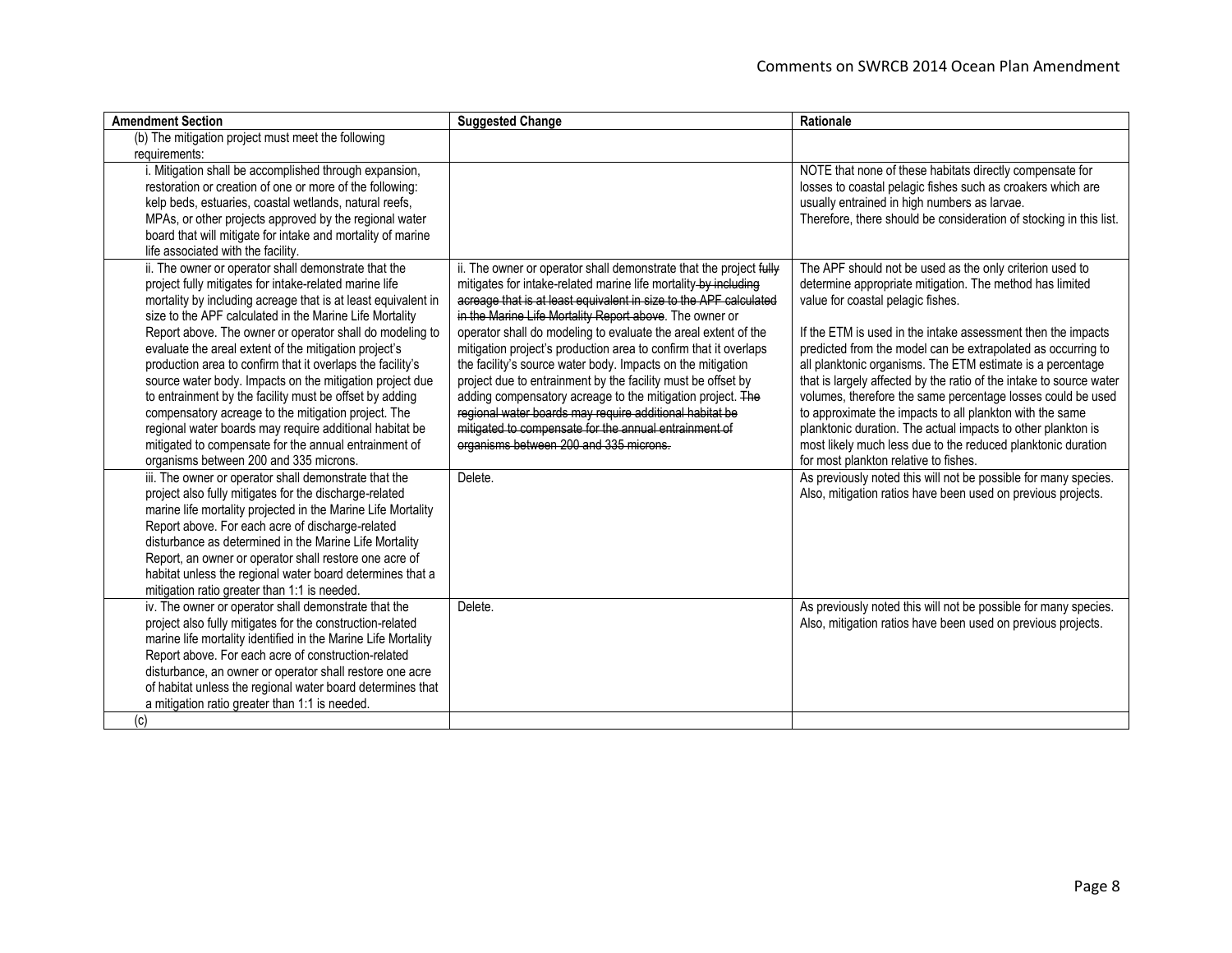| Amendment Section | Suggested Change | Rationale |
|---|---|---|
| (b) The mitigation project must meet the following requirements: | | |
| i. Mitigation shall be accomplished through expansion, restoration or creation of one or more of the following: kelp beds, estuaries, coastal wetlands, natural reefs, MPAs, or other projects approved by the regional water board that will mitigate for intake and mortality of marine life associated with the facility. | | NOTE that none of these habitats directly compensate for losses to coastal pelagic fishes such as croakers which are usually entrained in high numbers as larvae.<br>Therefore, there should be consideration of stocking in this list. |
| ii. The owner or operator shall demonstrate that the project fully mitigates for intake-related marine life mortality by including acreage that is at least equivalent in size to the APF calculated in the Marine Life Mortality Report above. The owner or operator shall do modeling to evaluate the areal extent of the mitigation project's production area to confirm that it overlaps the facility's source water body. Impacts on the mitigation project due to entrainment by the facility must be offset by adding compensatory acreage to the mitigation project. The regional water boards may require additional habitat be mitigated to compensate for the annual entrainment of organisms between 200 and 335 microns. | ii. The owner or operator shall demonstrate that the project ~~fully~~ mitigates for intake-related marine life mortality ~~by including acreage that is at least equivalent in size to the APF calculated in the Marine Life Mortality Report above~~. The owner or operator shall do modeling to evaluate the areal extent of the mitigation project's production area to confirm that it overlaps the facility's source water body. Impacts on the mitigation project due to entrainment by the facility must be offset by adding compensatory acreage to the mitigation project. ~~The regional water boards may require additional habitat be mitigated to compensate for the annual entrainment of organisms between 200 and 335 microns.~~ | The APF should not be used as the only criterion used to determine appropriate mitigation. The method has limited value for coastal pelagic fishes.<br><br>If the ETM is used in the intake assessment then the impacts predicted from the model can be extrapolated as occurring to all planktonic organisms. The ETM estimate is a percentage that is largely affected by the ratio of the intake to source water volumes, therefore the same percentage losses could be used to approximate the impacts to all plankton with the same planktonic duration. The actual impacts to other plankton is most likely much less due to the reduced planktonic duration for most plankton relative to fishes. |
| iii. The owner or operator shall demonstrate that the project also fully mitigates for the discharge-related marine life mortality projected in the Marine Life Mortality Report above. For each acre of discharge-related disturbance as determined in the Marine Life Mortality Report, an owner or operator shall restore one acre of habitat unless the regional water board determines that a mitigation ratio greater than 1:1 is needed. | Delete. | As previously noted this will not be possible for many species. Also, mitigation ratios have been used on previous projects. |
| iv. The owner or operator shall demonstrate that the project also fully mitigates for the construction-related marine life mortality identified in the Marine Life Mortality Report above. For each acre of construction-related disturbance, an owner or operator shall restore one acre of habitat unless the regional water board determines that a mitigation ratio greater than 1:1 is needed. | Delete. | As previously noted this will not be possible for many species. Also, mitigation ratios have been used on previous projects. |
| (c) | | |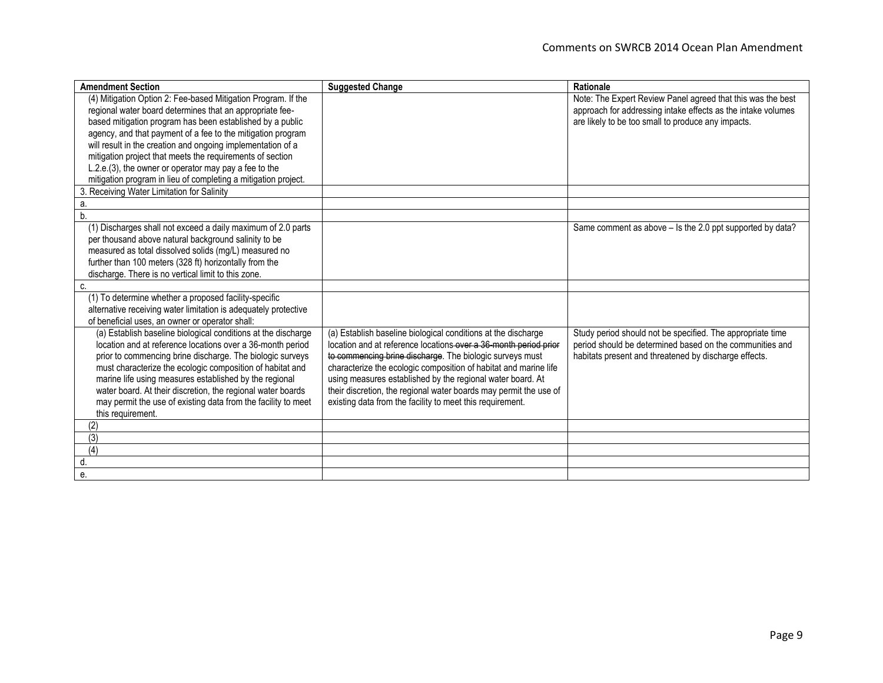| Amendment Section | Suggested Change | Rationale |
|---|---|---|
| (4) Mitigation Option 2: Fee-based Mitigation Program. If the regional water board determines that an appropriate fee-based mitigation program has been established by a public agency, and that payment of a fee to the mitigation program will result in the creation and ongoing implementation of a mitigation project that meets the requirements of section L.2.e.(3), the owner or operator may pay a fee to the mitigation program in lieu of completing a mitigation project. | | Note: The Expert Review Panel agreed that this was the best approach for addressing intake effects as the intake volumes are likely to be too small to produce any impacts. |
| 3. Receiving Water Limitation for Salinity | | |
| a. | | |
| b. | | |
| (1) Discharges shall not exceed a daily maximum of 2.0 parts per thousand above natural background salinity to be measured as total dissolved solids (mg/L) measured no further than 100 meters (328 ft) horizontally from the discharge. There is no vertical limit to this zone. | | Same comment as above – Is the 2.0 ppt supported by data? |
| c. | | |
| (1) To determine whether a proposed facility-specific alternative receiving water limitation is adequately protective of beneficial uses, an owner or operator shall: | | |
| (a) Establish baseline biological conditions at the discharge location and at reference locations over a 36-month period prior to commencing brine discharge. The biologic surveys must characterize the ecologic composition of habitat and marine life using measures established by the regional water board. At their discretion, the regional water boards may permit the use of existing data from the facility to meet this requirement. | (a) Establish baseline biological conditions at the discharge location and at reference locations ~~over a 36-month period prior to commencing brine discharge~~. The biologic surveys must characterize the ecologic composition of habitat and marine life using measures established by the regional water board. At their discretion, the regional water boards may permit the use of existing data from the facility to meet this requirement. | Study period should not be specified. The appropriate time period should be determined based on the communities and habitats present and threatened by discharge effects. |
| (2) | | |
| (3) | | |
| (4) | | |
| d. | | |
| e. | | |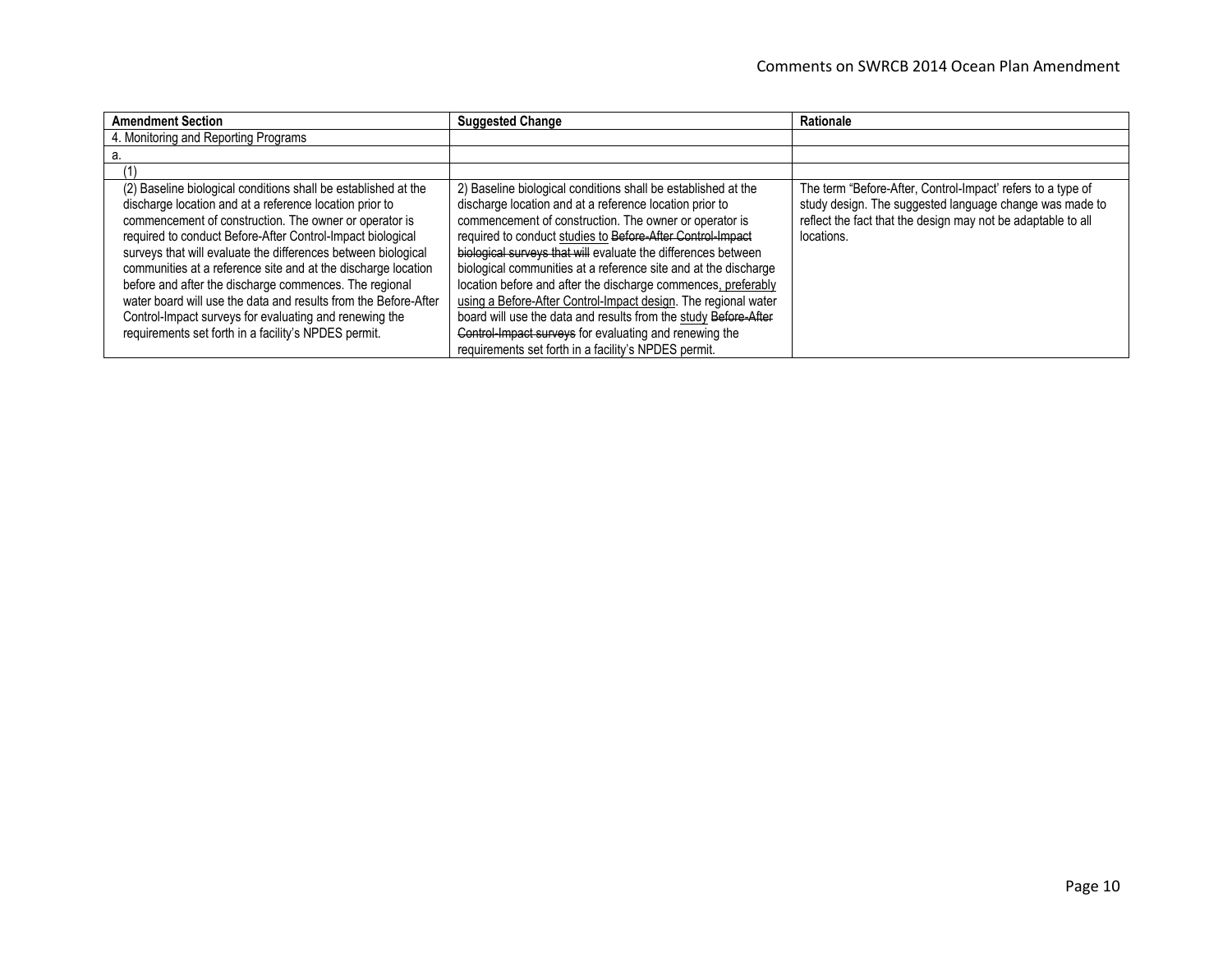| Amendment Section | Suggested Change | Rationale |
|---|---|---|
| 4. Monitoring and Reporting Programs | | |
| a. | | |
| (1) | | |
| (2) Baseline biological conditions shall be established at the discharge location and at a reference location prior to commencement of construction. The owner or operator is required to conduct Before-After Control-Impact biological surveys that will evaluate the differences between biological communities at a reference site and at the discharge location before and after the discharge commences. The regional water board will use the data and results from the Before-After Control-Impact surveys for evaluating and renewing the requirements set forth in a facility's NPDES permit. | 2) Baseline biological conditions shall be established at the discharge location and at a reference location prior to commencement of construction. The owner or operator is required to conduct <u>studies to</u> ~~Before-After Control-Impact biological surveys that will~~ evaluate the differences between biological communities at a reference site and at the discharge location before and after the discharge commences<u>, preferably using a Before-After Control-Impact design</u>. The regional water board will use the data and results from the <u>study</u> ~~Before-After Control-Impact surveys~~ for evaluating and renewing the requirements set forth in a facility's NPDES permit. | The term "Before-After, Control-Impact' refers to a type of study design. The suggested language change was made to reflect the fact that the design may not be adaptable to all locations. |